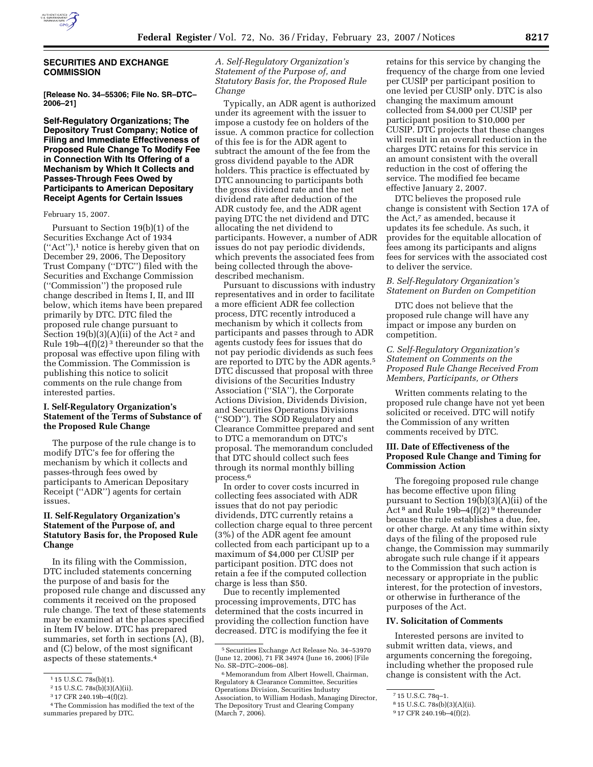## SECURITIES AND EXCHANGE COMMISSION

**[Release No. 34–55306; File No. SR–DTC–2006–21]**

### Self-Regulatory Organizations; The Depository Trust Company; Notice of Filing and Immediate Effectiveness of Proposed Rule Change To Modify Fee in Connection With Its Offering of a Mechanism by Which It Collects and Passes-Through Fees Owed by Participants to American Depositary Receipt Agents for Certain Issues

February 15, 2007.

Pursuant to Section 19(b)(1) of the Securities Exchange Act of 1934 (''Act''),[1] notice is hereby given that on December 29, 2006, The Depository Trust Company (''DTC'') filed with the Securities and Exchange Commission (''Commission'') the proposed rule change described in Items I, II, and III below, which items have been prepared primarily by DTC. DTC filed the proposed rule change pursuant to Section 19(b)(3)(A)(ii) of the Act [2] and Rule 19b–4(f)(2) [3] thereunder so that the proposal was effective upon filing with the Commission. The Commission is publishing this notice to solicit comments on the rule change from interested parties.

### I. Self-Regulatory Organization's Statement of the Terms of Substance of the Proposed Rule Change

The purpose of the rule change is to modify DTC's fee for offering the mechanism by which it collects and passes-through fees owed by participants to American Depositary Receipt (''ADR'') agents for certain issues.

### II. Self-Regulatory Organization's Statement of the Purpose of, and Statutory Basis for, the Proposed Rule Change

In its filing with the Commission, DTC included statements concerning the purpose of and basis for the proposed rule change and discussed any comments it received on the proposed rule change. The text of these statements may be examined at the places specified in Item IV below. DTC has prepared summaries, set forth in sections (A), (B), and (C) below, of the most significant aspects of these statements.[4]

*A. Self-Regulatory Organization's Statement of the Purpose of, and Statutory Basis for, the Proposed Rule Change*

Typically, an ADR agent is authorized under its agreement with the issuer to impose a custody fee on holders of the issue. A common practice for collection of this fee is for the ADR agent to subtract the amount of the fee from the gross dividend payable to the ADR holders. This practice is effectuated by DTC announcing to participants both the gross dividend rate and the net dividend rate after deduction of the ADR custody fee, and the ADR agent paying DTC the net dividend and DTC allocating the net dividend to participants. However, a number of ADR issues do not pay periodic dividends, which prevents the associated fees from being collected through the above-described mechanism.

Pursuant to discussions with industry representatives and in order to facilitate a more efficient ADR fee collection process, DTC recently introduced a mechanism by which it collects from participants and passes through to ADR agents custody fees for issues that do not pay periodic dividends as such fees are reported to DTC by the ADR agents.[5] DTC discussed that proposal with three divisions of the Securities Industry Association (''SIA''), the Corporate Actions Division, Dividends Division, and Securities Operations Divisions (''SOD''). The SOD Regulatory and Clearance Committee prepared and sent to DTC a memorandum on DTC's proposal. The memorandum concluded that DTC should collect such fees through its normal monthly billing process.[6]

In order to cover costs incurred in collecting fees associated with ADR issues that do not pay periodic dividends, DTC currently retains a collection charge equal to three percent (3%) of the ADR agent fee amount collected from each participant up to a maximum of $4,000 per CUSIP per participant position. DTC does not retain a fee if the computed collection charge is less than $50.

Due to recently implemented processing improvements, DTC has determined that the costs incurred in providing the collection function have decreased. DTC is modifying the fee it retains for this service by changing the frequency of the charge from one levied per CUSIP per participant position to one levied per CUSIP only. DTC is also changing the maximum amount collected from $4,000 per CUSIP per participant position to $10,000 per CUSIP. DTC projects that these changes will result in an overall reduction in the charges DTC retains for this service in an amount consistent with the overall reduction in the cost of offering the service. The modified fee became effective January 2, 2007.

DTC believes the proposed rule change is consistent with Section 17A of the Act,[7] as amended, because it updates its fee schedule. As such, it provides for the equitable allocation of fees among its participants and aligns fees for services with the associated cost to deliver the service.

*B. Self-Regulatory Organization's Statement on Burden on Competition*

DTC does not believe that the proposed rule change will have any impact or impose any burden on competition.

*C. Self-Regulatory Organization's Statement on Comments on the Proposed Rule Change Received From Members, Participants, or Others*

Written comments relating to the proposed rule change have not yet been solicited or received. DTC will notify the Commission of any written comments received by DTC.

### III. Date of Effectiveness of the Proposed Rule Change and Timing for Commission Action

The foregoing proposed rule change has become effective upon filing pursuant to Section 19(b)(3)(A)(ii) of the Act [8] and Rule 19b–4(f)(2) [9] thereunder because the rule establishes a due, fee, or other charge. At any time within sixty days of the filing of the proposed rule change, the Commission may summarily abrogate such rule change if it appears to the Commission that such action is necessary or appropriate in the public interest, for the protection of investors, or otherwise in furtherance of the purposes of the Act.

### IV. Solicitation of Comments

Interested persons are invited to submit written data, views, and arguments concerning the foregoing, including whether the proposed rule change is consistent with the Act.

---

[1] 15 U.S.C. 78s(b)(1).

[2] 15 U.S.C. 78s(b)(3)(A)(ii).

[3] 17 CFR 240.19b–4(f)(2).

[4] The Commission has modified the text of the summaries prepared by DTC.

[5] Securities Exchange Act Release No. 34–53970 (June 12, 2006), 71 FR 34974 (June 16, 2006) [File No. SR–DTC–2006–08].

[6] Memorandum from Albert Howell, Chairman, Regulatory & Clearance Committee, Securities Operations Division, Securities Industry Association, to William Hodash, Managing Director, The Depository Trust and Clearing Company (March 7, 2006).

[7] 15 U.S.C. 78q–1.

[8] 15 U.S.C. 78s(b)(3)(A)(ii).

[9] 17 CFR 240.19b–4(f)(2).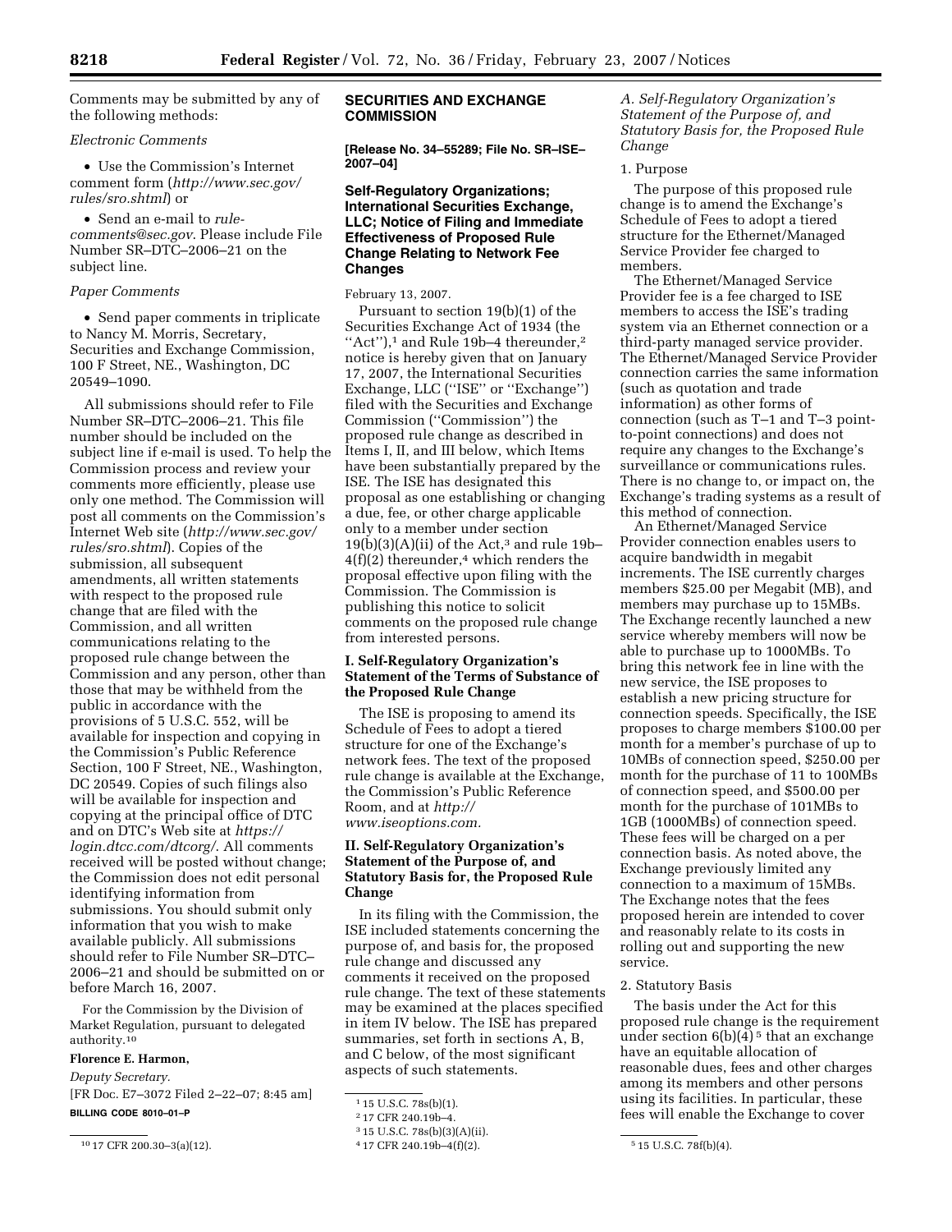Comments may be submitted by any of the following methods:

*Electronic Comments*

- Use the Commission's Internet comment form (*http://www.sec.gov/rules/sro.shtml*) or
- Send an e-mail to *rule-comments@sec.gov*. Please include File Number SR–DTC–2006–21 on the subject line.

*Paper Comments*

- Send paper comments in triplicate to Nancy M. Morris, Secretary, Securities and Exchange Commission, 100 F Street, NE., Washington, DC 20549–1090.

All submissions should refer to File Number SR–DTC–2006–21. This file number should be included on the subject line if e-mail is used. To help the Commission process and review your comments more efficiently, please use only one method. The Commission will post all comments on the Commission's Internet Web site (*http://www.sec.gov/rules/sro.shtml*). Copies of the submission, all subsequent amendments, all written statements with respect to the proposed rule change that are filed with the Commission, and all written communications relating to the proposed rule change between the Commission and any person, other than those that may be withheld from the public in accordance with the provisions of 5 U.S.C. 552, will be available for inspection and copying in the Commission's Public Reference Section, 100 F Street, NE., Washington, DC 20549. Copies of such filings also will be available for inspection and copying at the principal office of DTC and on DTC's Web site at *https://login.dtcc.com/dtcorg/*. All comments received will be posted without change; the Commission does not edit personal identifying information from submissions. You should submit only information that you wish to make available publicly. All submissions should refer to File Number SR–DTC–2006–21 and should be submitted on or before March 16, 2007.

For the Commission by the Division of Market Regulation, pursuant to delegated authority.[10]

**Florence E. Harmon,**

*Deputy Secretary.*

[FR Doc. E7–3072 Filed 2–22–07; 8:45 am]

**BILLING CODE 8010–01–P**

[10] 17 CFR 200.30–3(a)(12).

## SECURITIES AND EXCHANGE COMMISSION

**[Release No. 34–55289; File No. SR–ISE–2007–04]**

### Self-Regulatory Organizations; International Securities Exchange, LLC; Notice of Filing and Immediate Effectiveness of Proposed Rule Change Relating to Network Fee Changes

February 13, 2007.

Pursuant to section 19(b)(1) of the Securities Exchange Act of 1934 (the "Act"),[1] and Rule 19b–4 thereunder,[2] notice is hereby given that on January 17, 2007, the International Securities Exchange, LLC ("ISE" or "Exchange") filed with the Securities and Exchange Commission ("Commission") the proposed rule change as described in Items I, II, and III below, which Items have been substantially prepared by the ISE. The ISE has designated this proposal as one establishing or changing a due, fee, or other charge applicable only to a member under section 19(b)(3)(A)(ii) of the Act,[3] and rule 19b–4(f)(2) thereunder,[4] which renders the proposal effective upon filing with the Commission. The Commission is publishing this notice to solicit comments on the proposed rule change from interested persons.

### I. Self-Regulatory Organization's Statement of the Terms of Substance of the Proposed Rule Change

The ISE is proposing to amend its Schedule of Fees to adopt a tiered structure for one of the Exchange's network fees. The text of the proposed rule change is available at the Exchange, the Commission's Public Reference Room, and at *http://www.iseoptions.com.*

### II. Self-Regulatory Organization's Statement of the Purpose of, and Statutory Basis for, the Proposed Rule Change

In its filing with the Commission, the ISE included statements concerning the purpose of, and basis for, the proposed rule change and discussed any comments it received on the proposed rule change. The text of these statements may be examined at the places specified in item IV below. The ISE has prepared summaries, set forth in sections A, B, and C below, of the most significant aspects of such statements.

[1] 15 U.S.C. 78s(b)(1).

[2] 17 CFR 240.19b–4.

[3] 15 U.S.C. 78s(b)(3)(A)(ii).

[4] 17 CFR 240.19b–4(f)(2).

*A. Self-Regulatory Organization's Statement of the Purpose of, and Statutory Basis for, the Proposed Rule Change*

1. Purpose

The purpose of this proposed rule change is to amend the Exchange's Schedule of Fees to adopt a tiered structure for the Ethernet/Managed Service Provider fee charged to members.

The Ethernet/Managed Service Provider fee is a fee charged to ISE members to access the ISE's trading system via an Ethernet connection or a third-party managed service provider. The Ethernet/Managed Service Provider connection carries the same information (such as quotation and trade information) as other forms of connection (such as T–1 and T–3 point-to-point connections) and does not require any changes to the Exchange's surveillance or communications rules. There is no change to, or impact on, the Exchange's trading systems as a result of this method of connection.

An Ethernet/Managed Service Provider connection enables users to acquire bandwidth in megabit increments. The ISE currently charges members $25.00 per Megabit (MB), and members may purchase up to 15MBs. The Exchange recently launched a new service whereby members will now be able to purchase up to 1000MBs. To bring this network fee in line with the new service, the ISE proposes to establish a new pricing structure for connection speeds. Specifically, the ISE proposes to charge members $100.00 per month for a member's purchase of up to 10MBs of connection speed, $250.00 per month for the purchase of 11 to 100MBs of connection speed, and $500.00 per month for the purchase of 101MBs to 1GB (1000MBs) of connection speed. These fees will be charged on a per connection basis. As noted above, the Exchange previously limited any connection to a maximum of 15MBs. The Exchange notes that the fees proposed herein are intended to cover and reasonably relate to its costs in rolling out and supporting the new service.

2. Statutory Basis

The basis under the Act for this proposed rule change is the requirement under section 6(b)(4)[5] that an exchange have an equitable allocation of reasonable dues, fees and other charges among its members and other persons using its facilities. In particular, these fees will enable the Exchange to cover

[5] 15 U.S.C. 78f(b)(4).